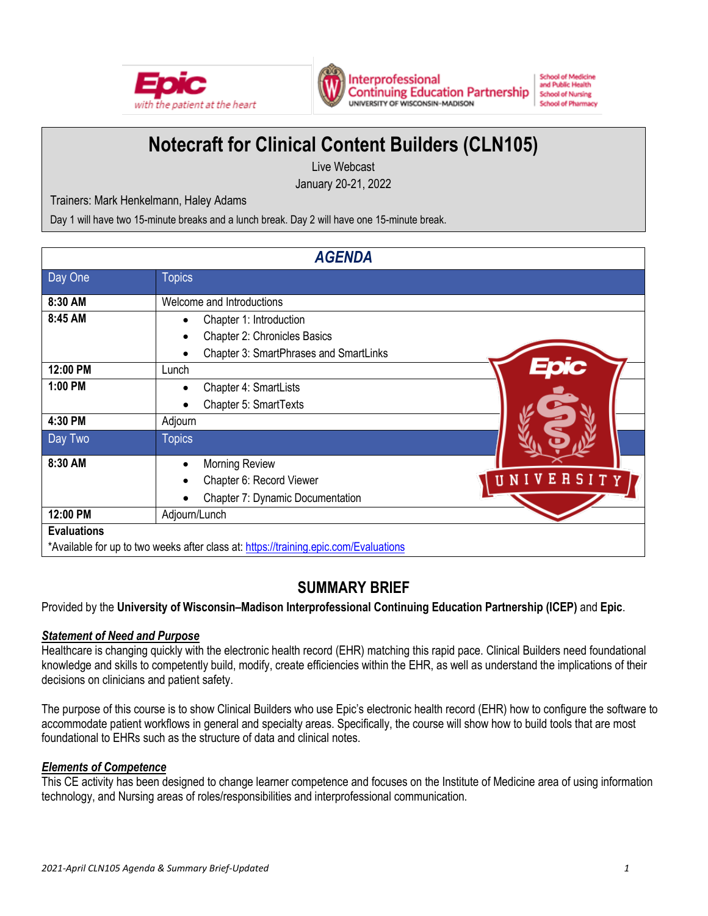# Notecraft for Clinical Content Builders (CLN105)

Live Webcast

January 20-21, 2022

Trainers: Mark Henkelmann, Haley Adams

Day 1 will have two 15-minute breaks and a lunch break. Day 2 will have one 15-minute break.

## AGENDA

| Day One | Topics |
|---|---|
| **8:30 AM** | Welcome and Introductions |
| **8:45 AM** | • Chapter 1: Introduction<br>• Chapter 2: Chronicles Basics<br>• Chapter 3: SmartPhrases and SmartLinks |
| **12:00 PM** | Lunch |
| **1:00 PM** | • Chapter 4: SmartLists<br>• Chapter 5: SmartTexts |
| **4:30 PM** | Adjourn |
| **Day Two** | **Topics** |
| **8:30 AM** | • Morning Review<br>• Chapter 6: Record Viewer<br>• Chapter 7: Dynamic Documentation |
| **12:00 PM** | Adjourn/Lunch |

**Evaluations**

*Available for up to two weeks after class at: https://training.epic.com/Evaluations

## SUMMARY BRIEF

Provided by the **University of Wisconsin–Madison Interprofessional Continuing Education Partnership (ICEP)** and **Epic**.

***Statement of Need and Purpose***

Healthcare is changing quickly with the electronic health record (EHR) matching this rapid pace. Clinical Builders need foundational knowledge and skills to competently build, modify, create efficiencies within the EHR, as well as understand the implications of their decisions on clinicians and patient safety.

The purpose of this course is to show Clinical Builders who use Epic's electronic health record (EHR) how to configure the software to accommodate patient workflows in general and specialty areas. Specifically, the course will show how to build tools that are most foundational to EHRs such as the structure of data and clinical notes.

***Elements of Competence***

This CE activity has been designed to change learner competence and focuses on the Institute of Medicine area of using information technology, and Nursing areas of roles/responsibilities and interprofessional communication.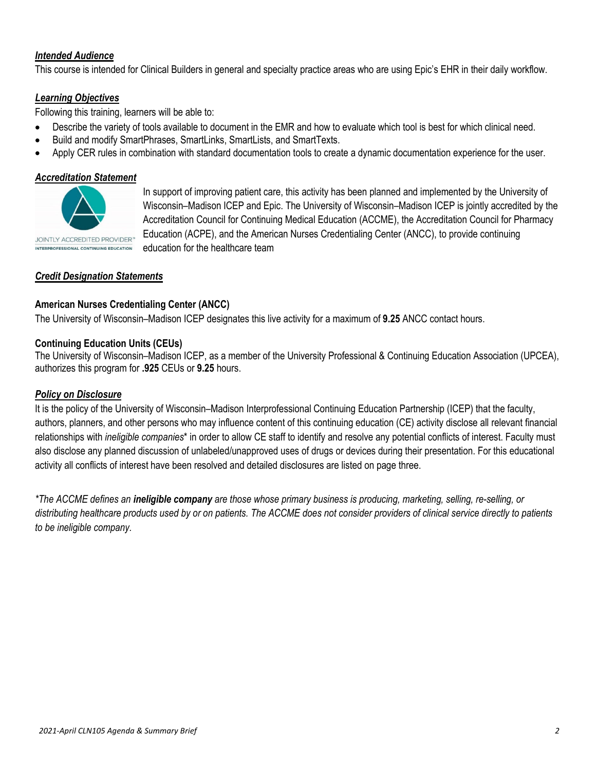### ***Intended Audience***

This course is intended for Clinical Builders in general and specialty practice areas who are using Epic's EHR in their daily workflow.

### ***Learning Objectives***

Following this training, learners will be able to:

- Describe the variety of tools available to document in the EMR and how to evaluate which tool is best for which clinical need.
- Build and modify SmartPhrases, SmartLinks, SmartLists, and SmartTexts.
- Apply CER rules in combination with standard documentation tools to create a dynamic documentation experience for the user.

### ***Accreditation Statement***

JOINTLY ACCREDITED PROVIDER™
INTERPROFESSIONAL CONTINUING EDUCATION

In support of improving patient care, this activity has been planned and implemented by the University of Wisconsin–Madison ICEP and Epic. The University of Wisconsin–Madison ICEP is jointly accredited by the Accreditation Council for Continuing Medical Education (ACCME), the Accreditation Council for Pharmacy Education (ACPE), and the American Nurses Credentialing Center (ANCC), to provide continuing education for the healthcare team

### ***Credit Designation Statements***

**American Nurses Credentialing Center (ANCC)**

The University of Wisconsin–Madison ICEP designates this live activity for a maximum of **9.25** ANCC contact hours.

**Continuing Education Units (CEUs)**

The University of Wisconsin–Madison ICEP, as a member of the University Professional & Continuing Education Association (UPCEA), authorizes this program for **.925** CEUs or **9.25** hours.

### ***Policy on Disclosure***

It is the policy of the University of Wisconsin–Madison Interprofessional Continuing Education Partnership (ICEP) that the faculty, authors, planners, and other persons who may influence content of this continuing education (CE) activity disclose all relevant financial relationships with *ineligible companies*\* in order to allow CE staff to identify and resolve any potential conflicts of interest. Faculty must also disclose any planned discussion of unlabeled/unapproved uses of drugs or devices during their presentation. For this educational activity all conflicts of interest have been resolved and detailed disclosures are listed on page three.

*\*The ACCME defines an **ineligible company** are those whose primary business is producing, marketing, selling, re-selling, or distributing healthcare products used by or on patients. The ACCME does not consider providers of clinical service directly to patients to be ineligible company.*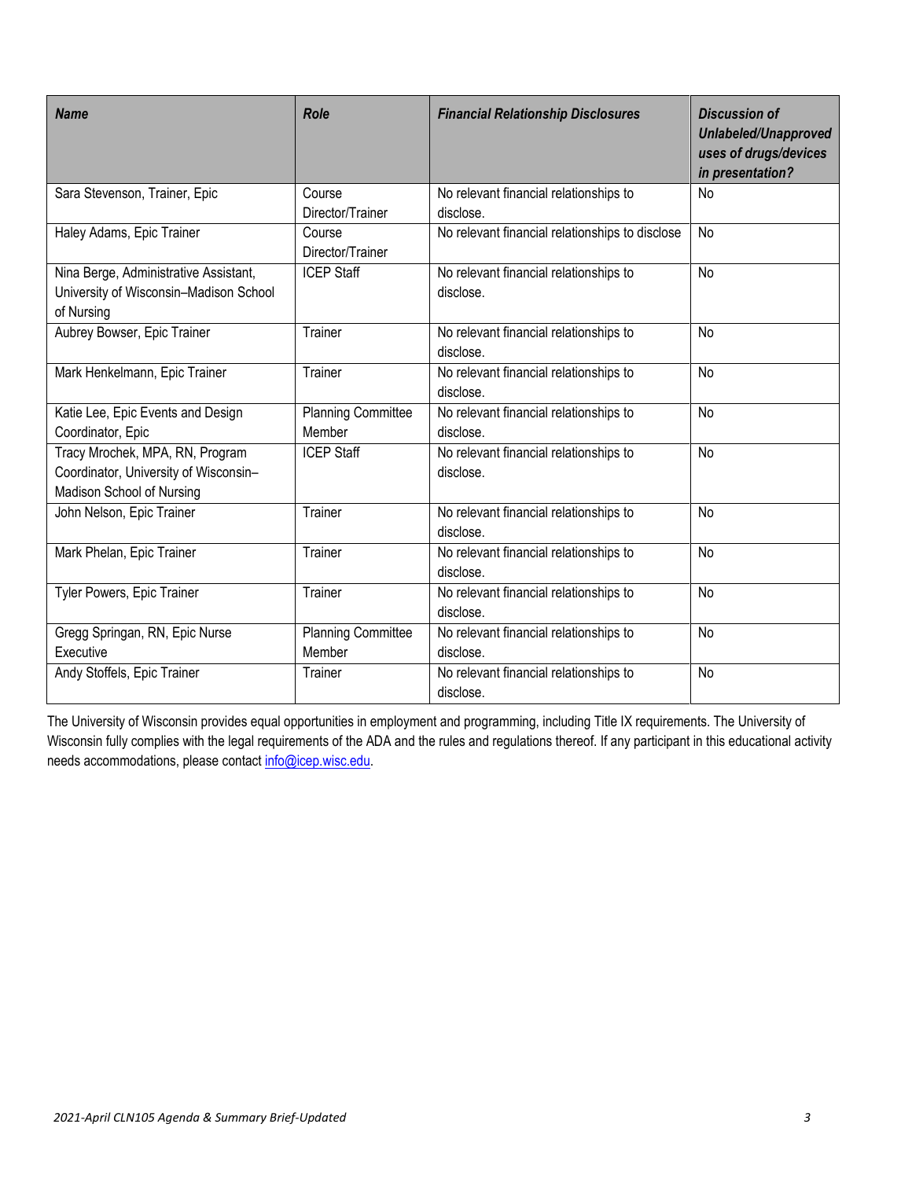| ***Name*** | ***Role*** | ***Financial Relationship Disclosures*** | ***Discussion of Unlabeled/Unapproved uses of drugs/devices in presentation?*** |
|---|---|---|---|
| Sara Stevenson, Trainer, Epic | Course Director/Trainer | No relevant financial relationships to disclose. | No |
| Haley Adams, Epic Trainer | Course Director/Trainer | No relevant financial relationships to disclose | No |
| Nina Berge, Administrative Assistant, University of Wisconsin–Madison School of Nursing | ICEP Staff | No relevant financial relationships to disclose. | No |
| Aubrey Bowser, Epic Trainer | Trainer | No relevant financial relationships to disclose. | No |
| Mark Henkelmann, Epic Trainer | Trainer | No relevant financial relationships to disclose. | No |
| Katie Lee, Epic Events and Design Coordinator, Epic | Planning Committee Member | No relevant financial relationships to disclose. | No |
| Tracy Mrochek, MPA, RN, Program Coordinator, University of Wisconsin–Madison School of Nursing | ICEP Staff | No relevant financial relationships to disclose. | No |
| John Nelson, Epic Trainer | Trainer | No relevant financial relationships to disclose. | No |
| Mark Phelan, Epic Trainer | Trainer | No relevant financial relationships to disclose. | No |
| Tyler Powers, Epic Trainer | Trainer | No relevant financial relationships to disclose. | No |
| Gregg Springan, RN, Epic Nurse Executive | Planning Committee Member | No relevant financial relationships to disclose. | No |
| Andy Stoffels, Epic Trainer | Trainer | No relevant financial relationships to disclose. | No |

The University of Wisconsin provides equal opportunities in employment and programming, including Title IX requirements. The University of Wisconsin fully complies with the legal requirements of the ADA and the rules and regulations thereof. If any participant in this educational activity needs accommodations, please contact info@icep.wisc.edu.